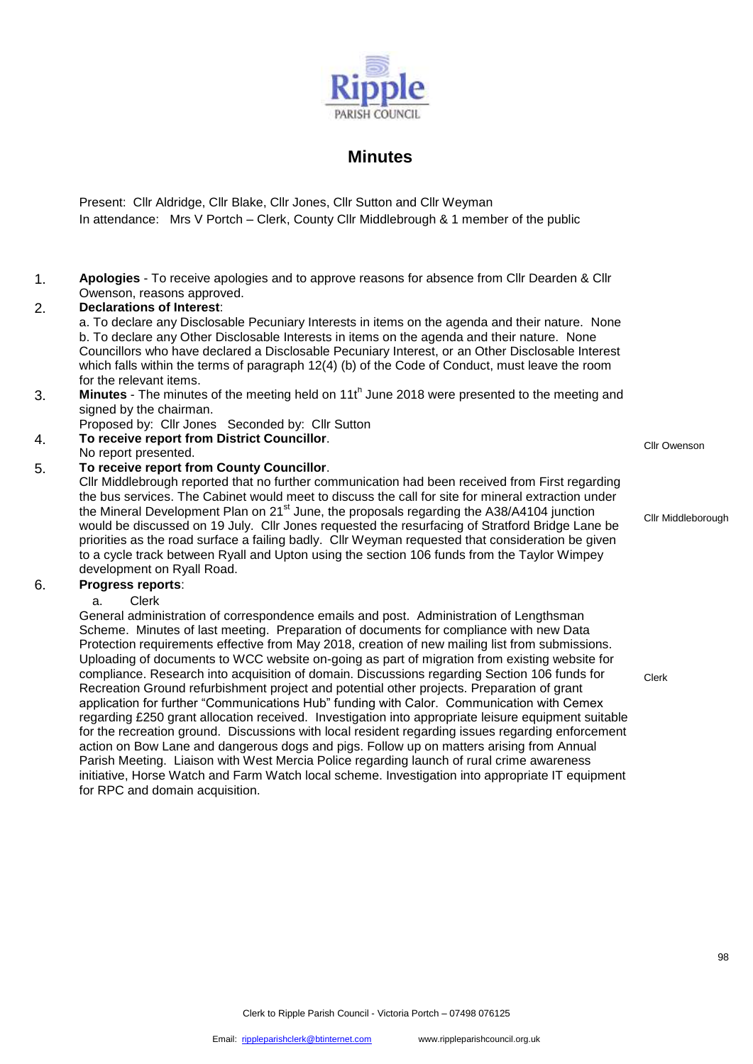Ripple PARISH COUNCIL

# Minutes

Present: Cllr Aldridge, Cllr Blake, Cllr Jones, Cllr Sutton and Cllr Weyman
In attendance: Mrs V Portch – Clerk, County Cllr Middlebrough & 1 member of the public

1. **Apologies** - To receive apologies and to approve reasons for absence from Cllr Dearden & Cllr Owenson, reasons approved.

2. **Declarations of Interest**:
a. To declare any Disclosable Pecuniary Interests in items on the agenda and their nature. None
b. To declare any Other Disclosable Interests in items on the agenda and their nature. None
Councillors who have declared a Disclosable Pecuniary Interest, or an Other Disclosable Interest which falls within the terms of paragraph 12(4) (b) of the Code of Conduct, must leave the room for the relevant items.

3. **Minutes** - The minutes of the meeting held on 11t[h] June 2018 were presented to the meeting and signed by the chairman.
Proposed by: Cllr Jones Seconded by: Cllr Sutton

4. **To receive report from District Councillor**.
No report presented.
*Cllr Owenson*

5. **To receive report from County Councillor**.
Cllr Middlebrough reported that no further communication had been received from First regarding the bus services. The Cabinet would meet to discuss the call for site for mineral extraction under the Mineral Development Plan on 21[st] June, the proposals regarding the A38/A4104 junction would be discussed on 19 July. Cllr Jones requested the resurfacing of Stratford Bridge Lane be priorities as the road surface a failing badly. Cllr Weyman requested that consideration be given to a cycle track between Ryall and Upton using the section 106 funds from the Taylor Wimpey development on Ryall Road.
*Cllr Middleborough*

6. **Progress reports**:
   a. Clerk

General administration of correspondence emails and post. Administration of Lengthsman Scheme. Minutes of last meeting. Preparation of documents for compliance with new Data Protection requirements effective from May 2018, creation of new mailing list from submissions. Uploading of documents to WCC website on-going as part of migration from existing website for compliance. Research into acquisition of domain. Discussions regarding Section 106 funds for Recreation Ground refurbishment project and potential other projects. Preparation of grant application for further "Communications Hub" funding with Calor. Communication with Cemex regarding £250 grant allocation received. Investigation into appropriate leisure equipment suitable for the recreation ground. Discussions with local resident regarding issues regarding enforcement action on Bow Lane and dangerous dogs and pigs. Follow up on matters arising from Annual Parish Meeting. Liaison with West Mercia Police regarding launch of rural crime awareness initiative, Horse Watch and Farm Watch local scheme. Investigation into appropriate IT equipment for RPC and domain acquisition.
*Clerk*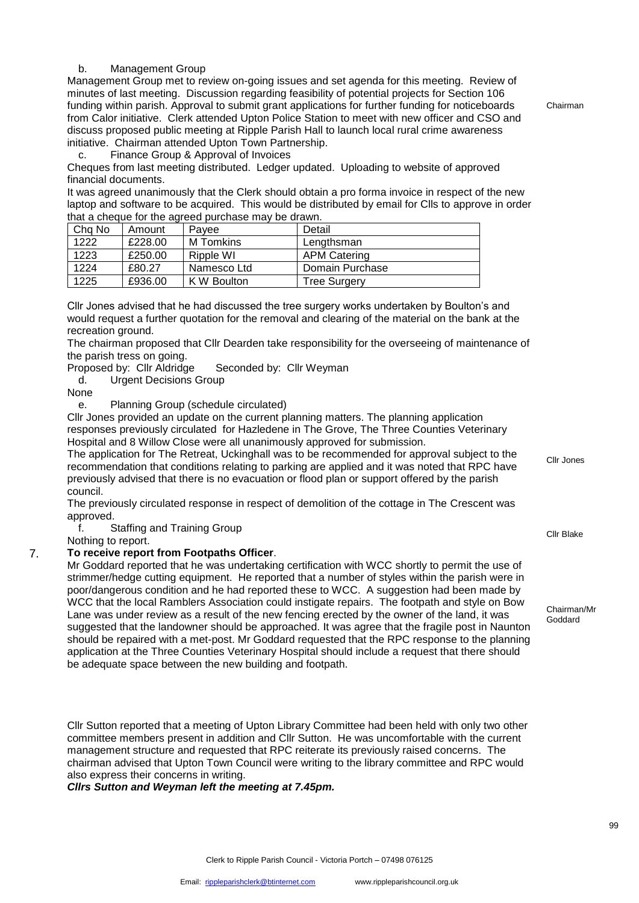b. Management Group

Management Group met to review on-going issues and set agenda for this meeting. Review of minutes of last meeting. Discussion regarding feasibility of potential projects for Section 106 funding within parish. Approval to submit grant applications for further funding for noticeboards from Calor initiative. Clerk attended Upton Police Station to meet with new officer and CSO and discuss proposed public meeting at Ripple Parish Hall to launch local rural crime awareness initiative. Chairman attended Upton Town Partnership.

Chairman

c. Finance Group & Approval of Invoices

Cheques from last meeting distributed. Ledger updated. Uploading to website of approved financial documents.

It was agreed unanimously that the Clerk should obtain a pro forma invoice in respect of the new laptop and software to be acquired. This would be distributed by email for Clls to approve in order that a cheque for the agreed purchase may be drawn.

| Chq No | Amount | Payee | Detail |
|---|---|---|---|
| 1222 | £228.00 | M Tomkins | Lengthsman |
| 1223 | £250.00 | Ripple WI | APM Catering |
| 1224 | £80.27 | Namesco Ltd | Domain Purchase |
| 1225 | £936.00 | K W Boulton | Tree Surgery |

Cllr Jones advised that he had discussed the tree surgery works undertaken by Boulton's and would request a further quotation for the removal and clearing of the material on the bank at the recreation ground.

The chairman proposed that Cllr Dearden take responsibility for the overseeing of maintenance of the parish tress on going.

Proposed by: Cllr Aldridge  Seconded by: Cllr Weyman

d. Urgent Decisions Group

None

e. Planning Group (schedule circulated)

Cllr Jones provided an update on the current planning matters. The planning application responses previously circulated for Hazledene in The Grove, The Three Counties Veterinary Hospital and 8 Willow Close were all unanimously approved for submission.

The application for The Retreat, Uckinghall was to be recommended for approval subject to the recommendation that conditions relating to parking are applied and it was noted that RPC have previously advised that there is no evacuation or flood plan or support offered by the parish council.

Cllr Jones

The previously circulated response in respect of demolition of the cottage in The Crescent was approved.

f. Staffing and Training Group

Nothing to report.

Cllr Blake

7. **To receive report from Footpaths Officer**.

Mr Goddard reported that he was undertaking certification with WCC shortly to permit the use of strimmer/hedge cutting equipment. He reported that a number of styles within the parish were in poor/dangerous condition and he had reported these to WCC. A suggestion had been made by WCC that the local Ramblers Association could instigate repairs. The footpath and style on Bow Lane was under review as a result of the new fencing erected by the owner of the land, it was suggested that the landowner should be approached. It was agree that the fragile post in Naunton should be repaired with a met-post. Mr Goddard requested that the RPC response to the planning application at the Three Counties Veterinary Hospital should include a request that there should be adequate space between the new building and footpath.

Chairman/Mr Goddard

Cllr Sutton reported that a meeting of Upton Library Committee had been held with only two other committee members present in addition and Cllr Sutton. He was uncomfortable with the current management structure and requested that RPC reiterate its previously raised concerns. The chairman advised that Upton Town Council were writing to the library committee and RPC would also express their concerns in writing.

***Cllrs Sutton and Weyman left the meeting at 7.45pm.***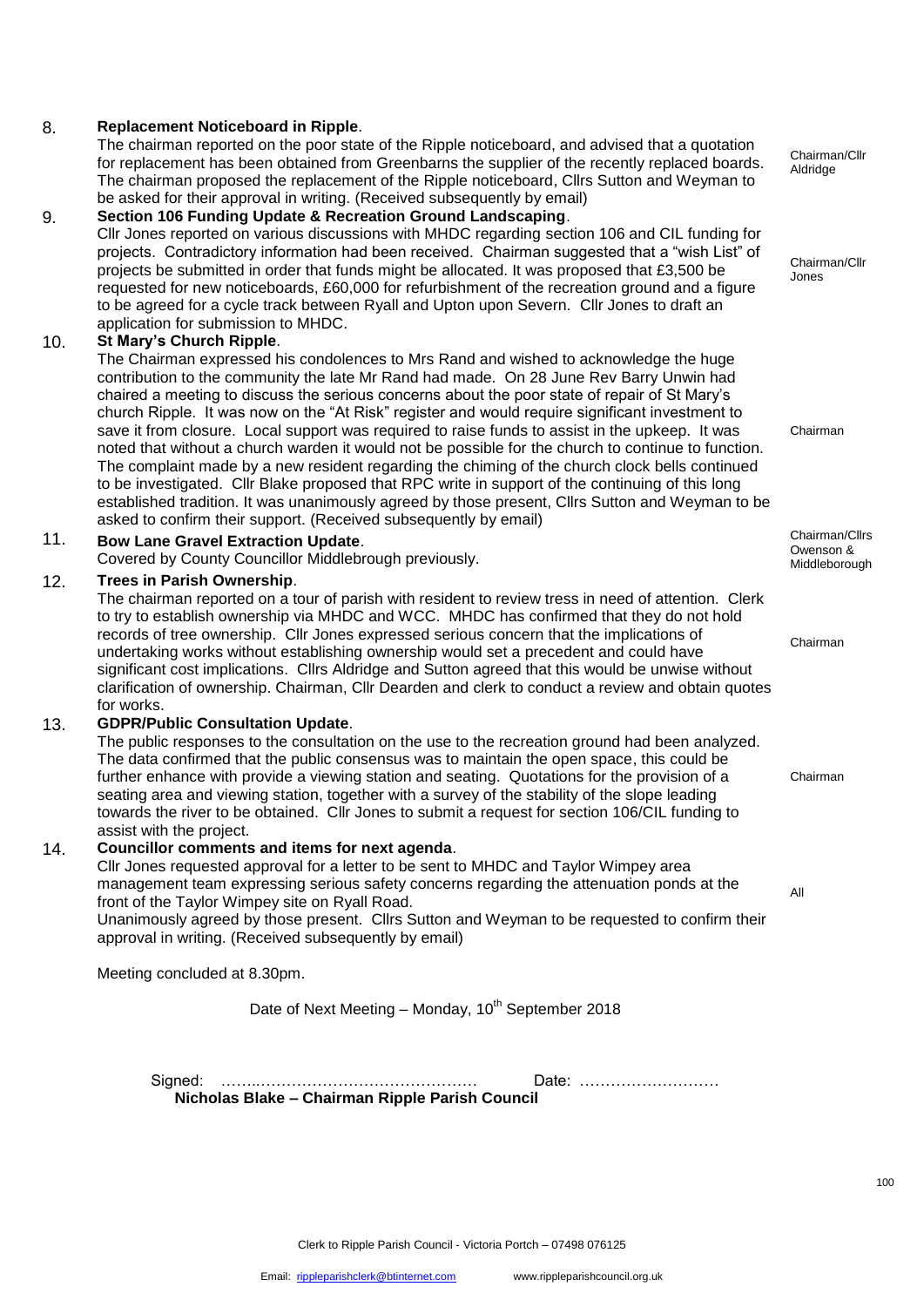8. **Replacement Noticeboard in Ripple**.
The chairman reported on the poor state of the Ripple noticeboard, and advised that a quotation for replacement has been obtained from Greenbarns the supplier of the recently replaced boards. The chairman proposed the replacement of the Ripple noticeboard, Cllrs Sutton and Weyman to be asked for their approval in writing. (Received subsequently by email) — *Chairman/Cllr Aldridge*

9. **Section 106 Funding Update & Recreation Ground Landscaping**.
Cllr Jones reported on various discussions with MHDC regarding section 106 and CIL funding for projects. Contradictory information had been received. Chairman suggested that a "wish List" of projects be submitted in order that funds might be allocated. It was proposed that £3,500 be requested for new noticeboards, £60,000 for refurbishment of the recreation ground and a figure to be agreed for a cycle track between Ryall and Upton upon Severn. Cllr Jones to draft an application for submission to MHDC. — *Chairman/Cllr Jones*

10. **St Mary's Church Ripple**.
The Chairman expressed his condolences to Mrs Rand and wished to acknowledge the huge contribution to the community the late Mr Rand had made. On 28 June Rev Barry Unwin had chaired a meeting to discuss the serious concerns about the poor state of repair of St Mary's church Ripple. It was now on the "At Risk" register and would require significant investment to save it from closure. Local support was required to raise funds to assist in the upkeep. It was noted that without a church warden it would not be possible for the church to continue to function. The complaint made by a new resident regarding the chiming of the church clock bells continued to be investigated. Cllr Blake proposed that RPC write in support of the continuing of this long established tradition. It was unanimously agreed by those present, Cllrs Sutton and Weyman to be asked to confirm their support. (Received subsequently by email) — *Chairman*

11. **Bow Lane Gravel Extraction Update**.
Covered by County Councillor Middlebrough previously. — *Chairman/Cllrs Owenson & Middleborough*

12. **Trees in Parish Ownership**.
The chairman reported on a tour of parish with resident to review tress in need of attention. Clerk to try to establish ownership via MHDC and WCC. MHDC has confirmed that they do not hold records of tree ownership. Cllr Jones expressed serious concern that the implications of undertaking works without establishing ownership would set a precedent and could have significant cost implications. Cllrs Aldridge and Sutton agreed that this would be unwise without clarification of ownership. Chairman, Cllr Dearden and clerk to conduct a review and obtain quotes for works. — *Chairman*

13. **GDPR/Public Consultation Update**.
The public responses to the consultation on the use to the recreation ground had been analyzed. The data confirmed that the public consensus was to maintain the open space, this could be further enhance with provide a viewing station and seating. Quotations for the provision of a seating area and viewing station, together with a survey of the stability of the slope leading towards the river to be obtained. Cllr Jones to submit a request for section 106/CIL funding to assist with the project. — *Chairman*

14. **Councillor comments and items for next agenda**.
Cllr Jones requested approval for a letter to be sent to MHDC and Taylor Wimpey area management team expressing serious safety concerns regarding the attenuation ponds at the front of the Taylor Wimpey site on Ryall Road.
Unanimously agreed by those present. Cllrs Sutton and Weyman to be requested to confirm their approval in writing. (Received subsequently by email) — *All*

Meeting concluded at 8.30pm.

Date of Next Meeting – Monday, 10th September 2018

Signed: …………………………………………… Date: ………………………

**Nicholas Blake – Chairman Ripple Parish Council**

Clerk to Ripple Parish Council - Victoria Portch – 07498 076125

Email: rippleparishclerk@btinternet.com www.rippleparishcouncil.org.uk